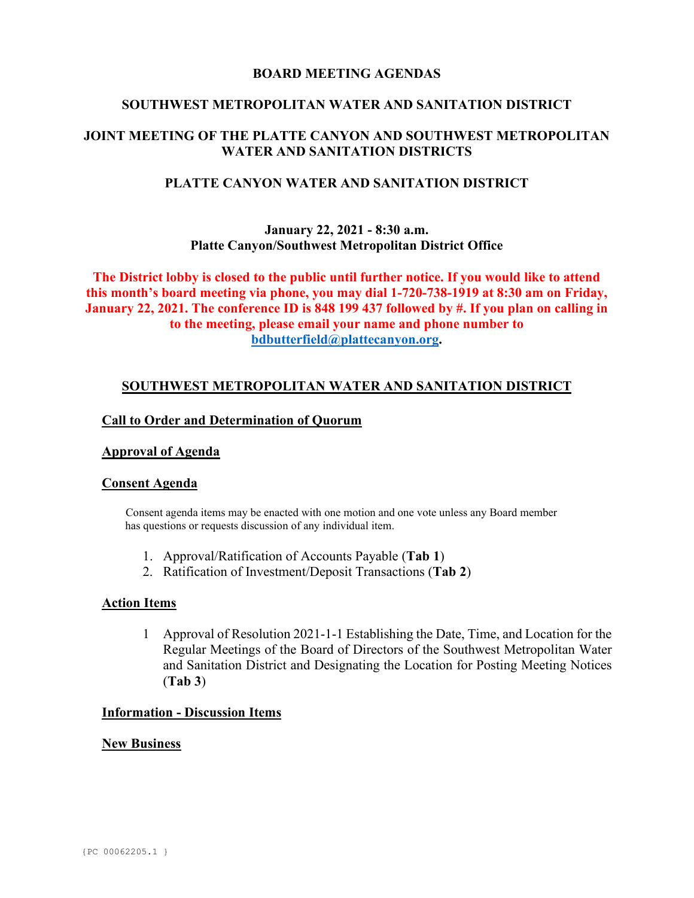# BOARD MEETING AGENDAS

## SOUTHWEST METROPOLITAN WATER AND SANITATION DISTRICT

## JOINT MEETING OF THE PLATTE CANYON AND SOUTHWEST METROPOLITAN WATER AND SANITATION DISTRICTS

## PLATTE CANYON WATER AND SANITATION DISTRICT

**January 22, 2021 - 8:30 a.m.**
**Platte Canyon/Southwest Metropolitan District Office**

**The District lobby is closed to the public until further notice. If you would like to attend this month's board meeting via phone, you may dial 1-720-738-1919 at 8:30 am on Friday, January 22, 2021. The conference ID is 848 199 437 followed by #. If you plan on calling in to the meeting, please email your name and phone number to [bdbutterfield@plattecanyon.org](mailto:bdbutterfield@plattecanyon.org).**

## SOUTHWEST METROPOLITAN WATER AND SANITATION DISTRICT

### Call to Order and Determination of Quorum

### Approval of Agenda

### Consent Agenda

Consent agenda items may be enacted with one motion and one vote unless any Board member has questions or requests discussion of any individual item.

1. Approval/Ratification of Accounts Payable (**Tab 1**)
2. Ratification of Investment/Deposit Transactions (**Tab 2**)

### Action Items

1 Approval of Resolution 2021-1-1 Establishing the Date, Time, and Location for the Regular Meetings of the Board of Directors of the Southwest Metropolitan Water and Sanitation District and Designating the Location for Posting Meeting Notices (**Tab 3**)

### Information - Discussion Items

### New Business

{PC 00062205.1 }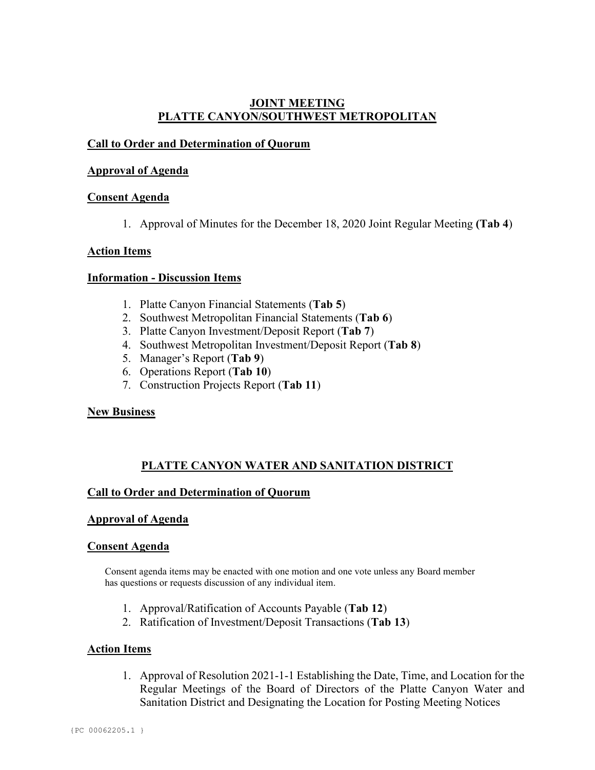## JOINT MEETING
## PLATTE CANYON/SOUTHWEST METROPOLITAN

**Call to Order and Determination of Quorum**

**Approval of Agenda**

**Consent Agenda**

1. Approval of Minutes for the December 18, 2020 Joint Regular Meeting **(Tab 4)**

**Action Items**

**Information - Discussion Items**

1. Platte Canyon Financial Statements (**Tab 5**)
2. Southwest Metropolitan Financial Statements (**Tab 6**)
3. Platte Canyon Investment/Deposit Report (**Tab 7**)
4. Southwest Metropolitan Investment/Deposit Report (**Tab 8**)
5. Manager's Report (**Tab 9**)
6. Operations Report (**Tab 10**)
7. Construction Projects Report (**Tab 11**)

**New Business**

## PLATTE CANYON WATER AND SANITATION DISTRICT

**Call to Order and Determination of Quorum**

**Approval of Agenda**

**Consent Agenda**

Consent agenda items may be enacted with one motion and one vote unless any Board member has questions or requests discussion of any individual item.

1. Approval/Ratification of Accounts Payable (**Tab 12**)
2. Ratification of Investment/Deposit Transactions (**Tab 13**)

**Action Items**

1. Approval of Resolution 2021-1-1 Establishing the Date, Time, and Location for the Regular Meetings of the Board of Directors of the Platte Canyon Water and Sanitation District and Designating the Location for Posting Meeting Notices

{PC 00062205.1 }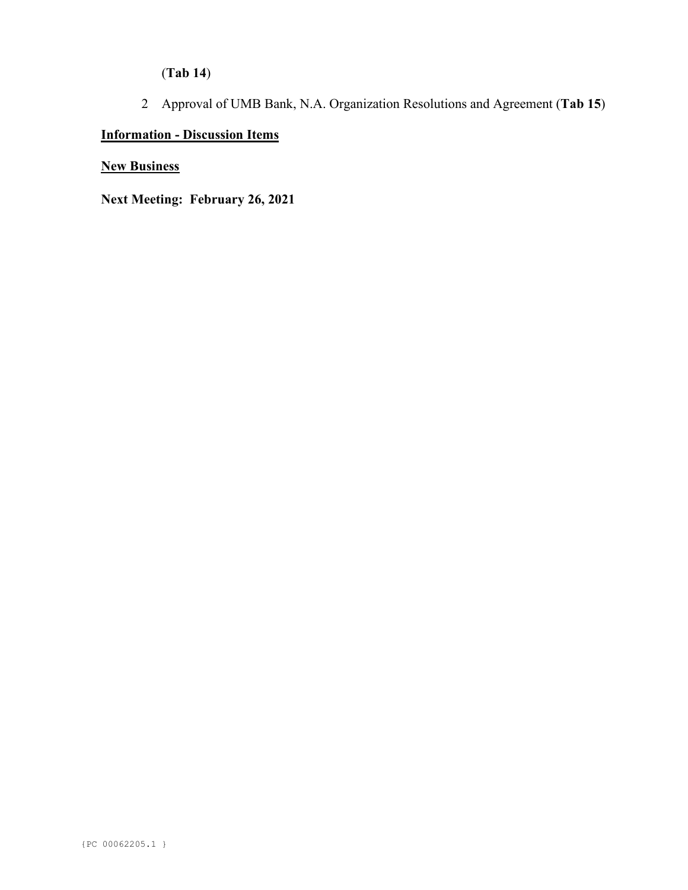(**Tab 14**)

2 Approval of UMB Bank, N.A. Organization Resolutions and Agreement (**Tab 15**)

**Information - Discussion Items**

**New Business**

**Next Meeting: February 26, 2021**

{PC 00062205.1 }